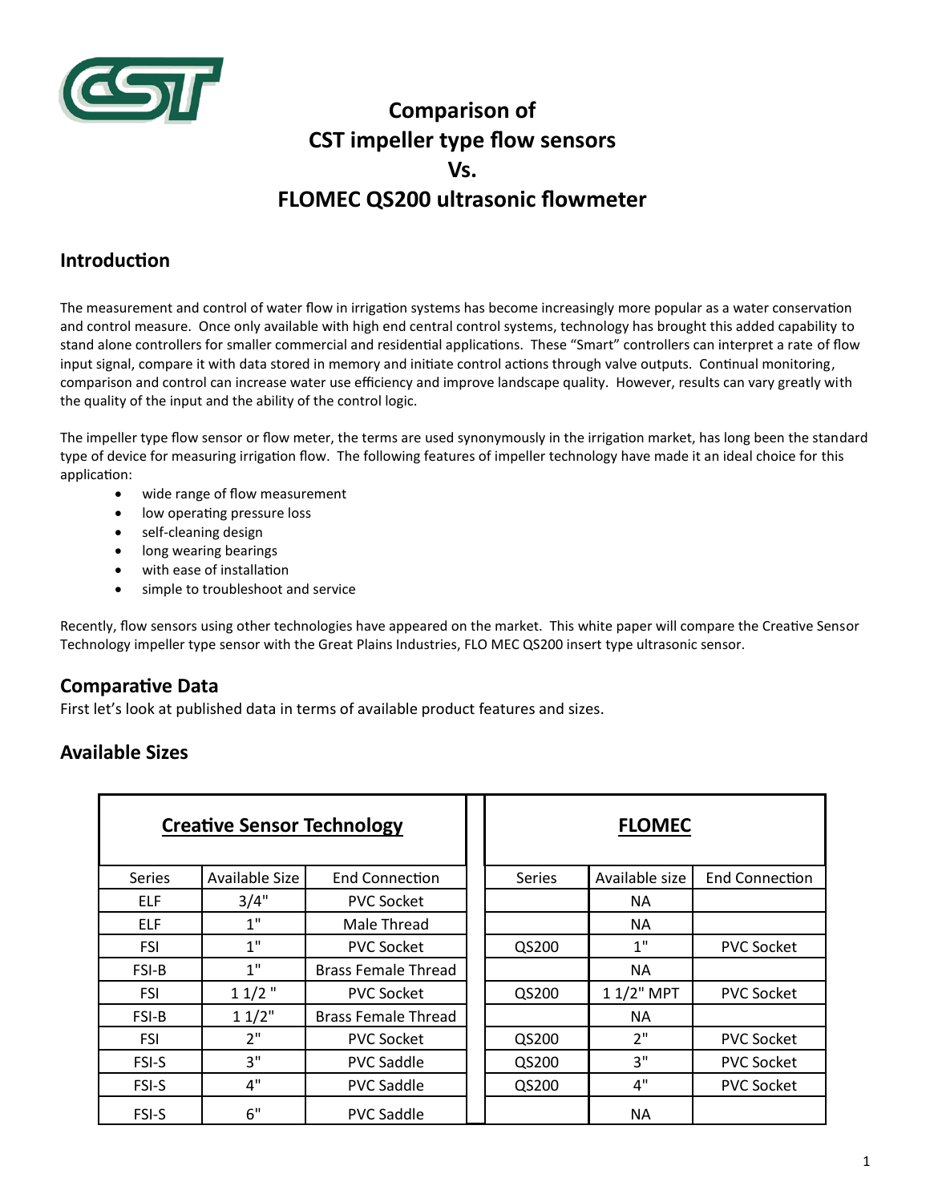# Comparison of CST impeller type flow sensors Vs. FLOMEC QS200 ultrasonic flowmeter

## Introduction

The measurement and control of water flow in irrigation systems has become increasingly more popular as a water conservation and control measure. Once only available with high end central control systems, technology has brought this added capability to stand alone controllers for smaller commercial and residential applications. These "Smart" controllers can interpret a rate of flow input signal, compare it with data stored in memory and initiate control actions through valve outputs. Continual monitoring, comparison and control can increase water use efficiency and improve landscape quality. However, results can vary greatly with the quality of the input and the ability of the control logic.

The impeller type flow sensor or flow meter, the terms are used synonymously in the irrigation market, has long been the standard type of device for measuring irrigation flow. The following features of impeller technology have made it an ideal choice for this application:

- wide range of flow measurement
- low operating pressure loss
- self-cleaning design
- long wearing bearings
- with ease of installation
- simple to troubleshoot and service

Recently, flow sensors using other technologies have appeared on the market. This white paper will compare the Creative Sensor Technology impeller type sensor with the Great Plains Industries, FLO MEC QS200 insert type ultrasonic sensor.

## Comparative Data

First let's look at published data in terms of available product features and sizes.

## Available Sizes

| Creative Sensor Technology | | | FLOMEC | | |
|---|---|---|---|---|---|
| Series | Available Size | End Connection | Series | Available size | End Connection |
| ELF | 3/4" | PVC Socket | | NA | |
| ELF | 1" | Male Thread | | NA | |
| FSI | 1" | PVC Socket | QS200 | 1" | PVC Socket |
| FSI-B | 1" | Brass Female Thread | | NA | |
| FSI | 1 1/2 " | PVC Socket | QS200 | 1 1/2" MPT | PVC Socket |
| FSI-B | 1 1/2" | Brass Female Thread | | NA | |
| FSI | 2" | PVC Socket | QS200 | 2" | PVC Socket |
| FSI-S | 3" | PVC Saddle | QS200 | 3" | PVC Socket |
| FSI-S | 4" | PVC Saddle | QS200 | 4" | PVC Socket |
| FSI-S | 6" | PVC Saddle | | NA | |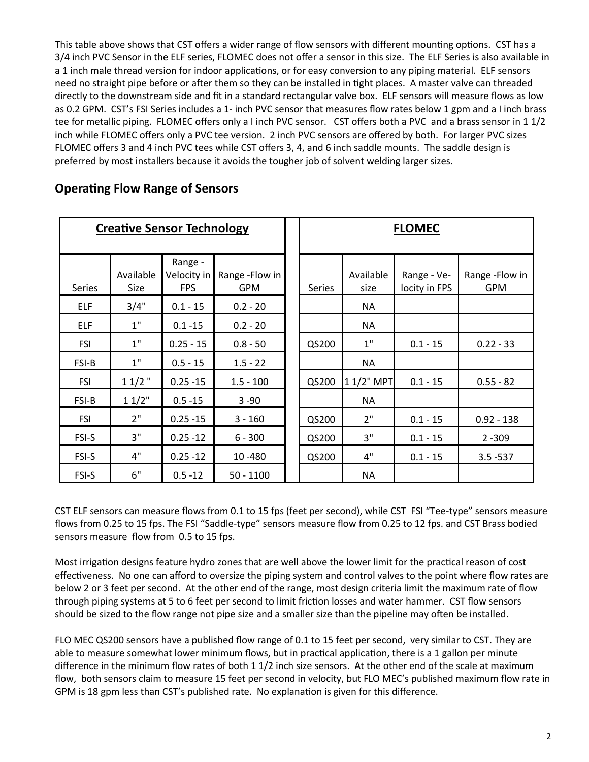This table above shows that CST offers a wider range of flow sensors with different mounting options. CST has a 3/4 inch PVC Sensor in the ELF series, FLOMEC does not offer a sensor in this size. The ELF Series is also available in a 1 inch male thread version for indoor applications, or for easy conversion to any piping material. ELF sensors need no straight pipe before or after them so they can be installed in tight places. A master valve can threaded directly to the downstream side and fit in a standard rectangular valve box. ELF sensors will measure flows as low as 0.2 GPM. CST's FSI Series includes a 1- inch PVC sensor that measures flow rates below 1 gpm and a I inch brass tee for metallic piping. FLOMEC offers only a I inch PVC sensor. CST offers both a PVC and a brass sensor in 1 1/2 inch while FLOMEC offers only a PVC tee version. 2 inch PVC sensors are offered by both. For larger PVC sizes FLOMEC offers 3 and 4 inch PVC tees while CST offers 3, 4, and 6 inch saddle mounts. The saddle design is preferred by most installers because it avoids the tougher job of solvent welding larger sizes.

## Operating Flow Range of Sensors

| **Creative Sensor Technology** | | | | | **FLOMEC** | | | |
|---|---|---|---|---|---|---|---|---|
| Series | Available Size | Range - Velocity in FPS | Range -Flow in GPM | | Series | Available size | Range - Velocity in FPS | Range -Flow in GPM |
| ELF | 3/4" | 0.1 - 15 | 0.2 - 20 | | | NA | | |
| ELF | 1" | 0.1 -15 | 0.2 - 20 | | | NA | | |
| FSI | 1" | 0.25 - 15 | 0.8 - 50 | | QS200 | 1" | 0.1 - 15 | 0.22 - 33 |
| FSI-B | 1" | 0.5 - 15 | 1.5 - 22 | | | NA | | |
| FSI | 1 1/2 " | 0.25 -15 | 1.5 - 100 | | QS200 | 1 1/2" MPT | 0.1 - 15 | 0.55 - 82 |
| FSI-B | 1 1/2" | 0.5 -15 | 3 -90 | | | NA | | |
| FSI | 2" | 0.25 -15 | 3 - 160 | | QS200 | 2" | 0.1 - 15 | 0.92 - 138 |
| FSI-S | 3" | 0.25 -12 | 6 - 300 | | QS200 | 3" | 0.1 - 15 | 2 -309 |
| FSI-S | 4" | 0.25 -12 | 10 -480 | | QS200 | 4" | 0.1 - 15 | 3.5 -537 |
| FSI-S | 6" | 0.5 -12 | 50 - 1100 | | | NA | | |

CST ELF sensors can measure flows from 0.1 to 15 fps (feet per second), while CST FSI "Tee-type" sensors measure flows from 0.25 to 15 fps. The FSI "Saddle-type" sensors measure flow from 0.25 to 12 fps. and CST Brass bodied sensors measure flow from 0.5 to 15 fps.

Most irrigation designs feature hydro zones that are well above the lower limit for the practical reason of cost effectiveness. No one can afford to oversize the piping system and control valves to the point where flow rates are below 2 or 3 feet per second. At the other end of the range, most design criteria limit the maximum rate of flow through piping systems at 5 to 6 feet per second to limit friction losses and water hammer. CST flow sensors should be sized to the flow range not pipe size and a smaller size than the pipeline may often be installed.

FLO MEC QS200 sensors have a published flow range of 0.1 to 15 feet per second, very similar to CST. They are able to measure somewhat lower minimum flows, but in practical application, there is a 1 gallon per minute difference in the minimum flow rates of both 1 1/2 inch size sensors. At the other end of the scale at maximum flow, both sensors claim to measure 15 feet per second in velocity, but FLO MEC's published maximum flow rate in GPM is 18 gpm less than CST's published rate. No explanation is given for this difference.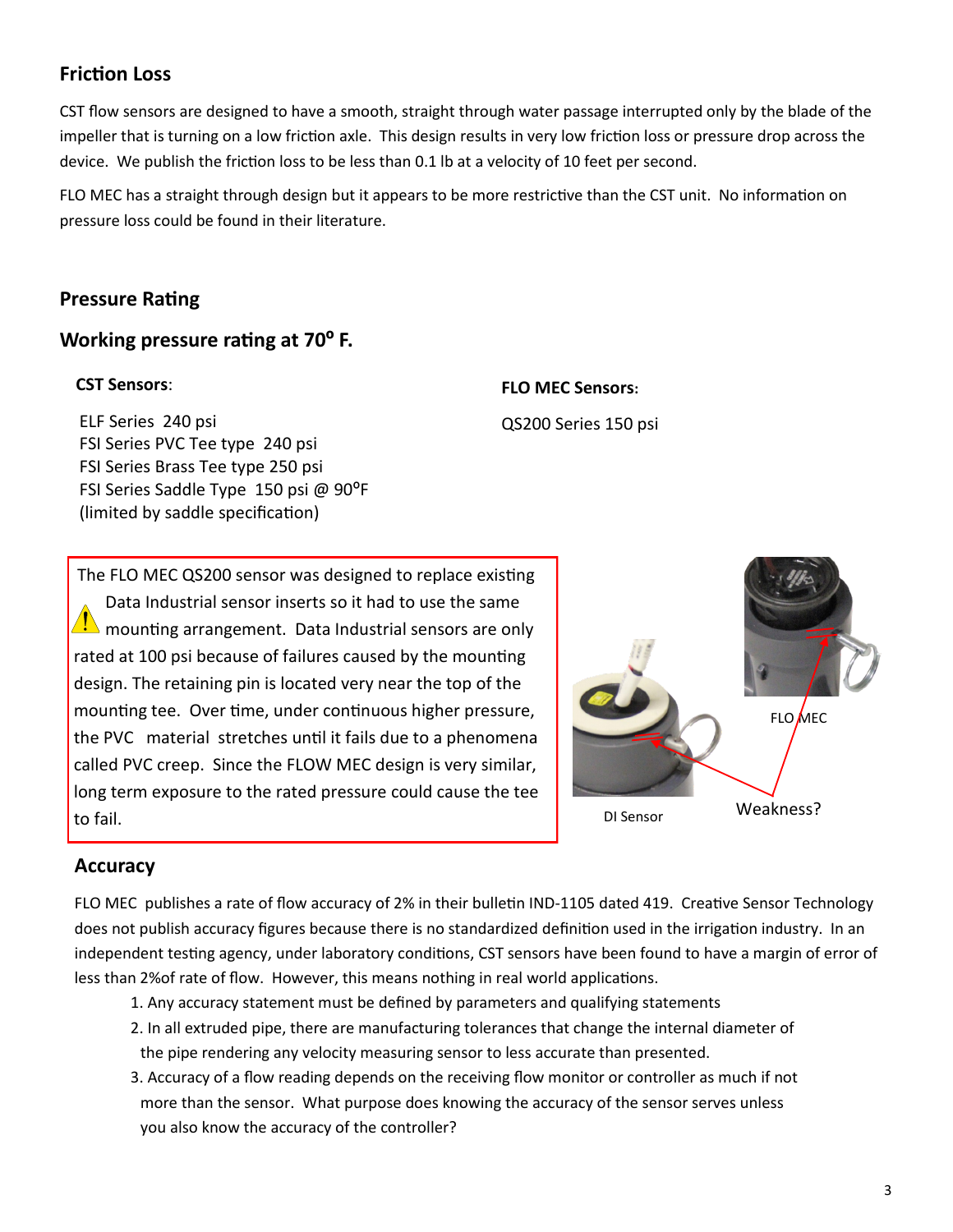## Friction Loss

CST flow sensors are designed to have a smooth, straight through water passage interrupted only by the blade of the impeller that is turning on a low friction axle. This design results in very low friction loss or pressure drop across the device. We publish the friction loss to be less than 0.1 lb at a velocity of 10 feet per second.

FLO MEC has a straight through design but it appears to be more restrictive than the CST unit. No information on pressure loss could be found in their literature.

## Pressure Rating

## Working pressure rating at 70° F.

**CST Sensors**:

ELF Series 240 psi
FSI Series PVC Tee type 240 psi
FSI Series Brass Tee type 250 psi
FSI Series Saddle Type 150 psi @ 90°F
(limited by saddle specification)

**FLO MEC Sensors:**

QS200 Series 150 psi

The FLO MEC QS200 sensor was designed to replace existing Data Industrial sensor inserts so it had to use the same mounting arrangement. Data Industrial sensors are only rated at 100 psi because of failures caused by the mounting design. The retaining pin is located very near the top of the mounting tee. Over time, under continuous higher pressure, the PVC material stretches until it fails due to a phenomena called PVC creep. Since the FLOW MEC design is very similar, long term exposure to the rated pressure could cause the tee to fail.

DI Sensor

FLO MEC

Weakness?

## Accuracy

FLO MEC publishes a rate of flow accuracy of 2% in their bulletin IND-1105 dated 419. Creative Sensor Technology does not publish accuracy figures because there is no standardized definition used in the irrigation industry. In an independent testing agency, under laboratory conditions, CST sensors have been found to have a margin of error of less than 2%of rate of flow. However, this means nothing in real world applications.

1. Any accuracy statement must be defined by parameters and qualifying statements
2. In all extruded pipe, there are manufacturing tolerances that change the internal diameter of the pipe rendering any velocity measuring sensor to less accurate than presented.
3. Accuracy of a flow reading depends on the receiving flow monitor or controller as much if not more than the sensor. What purpose does knowing the accuracy of the sensor serves unless you also know the accuracy of the controller?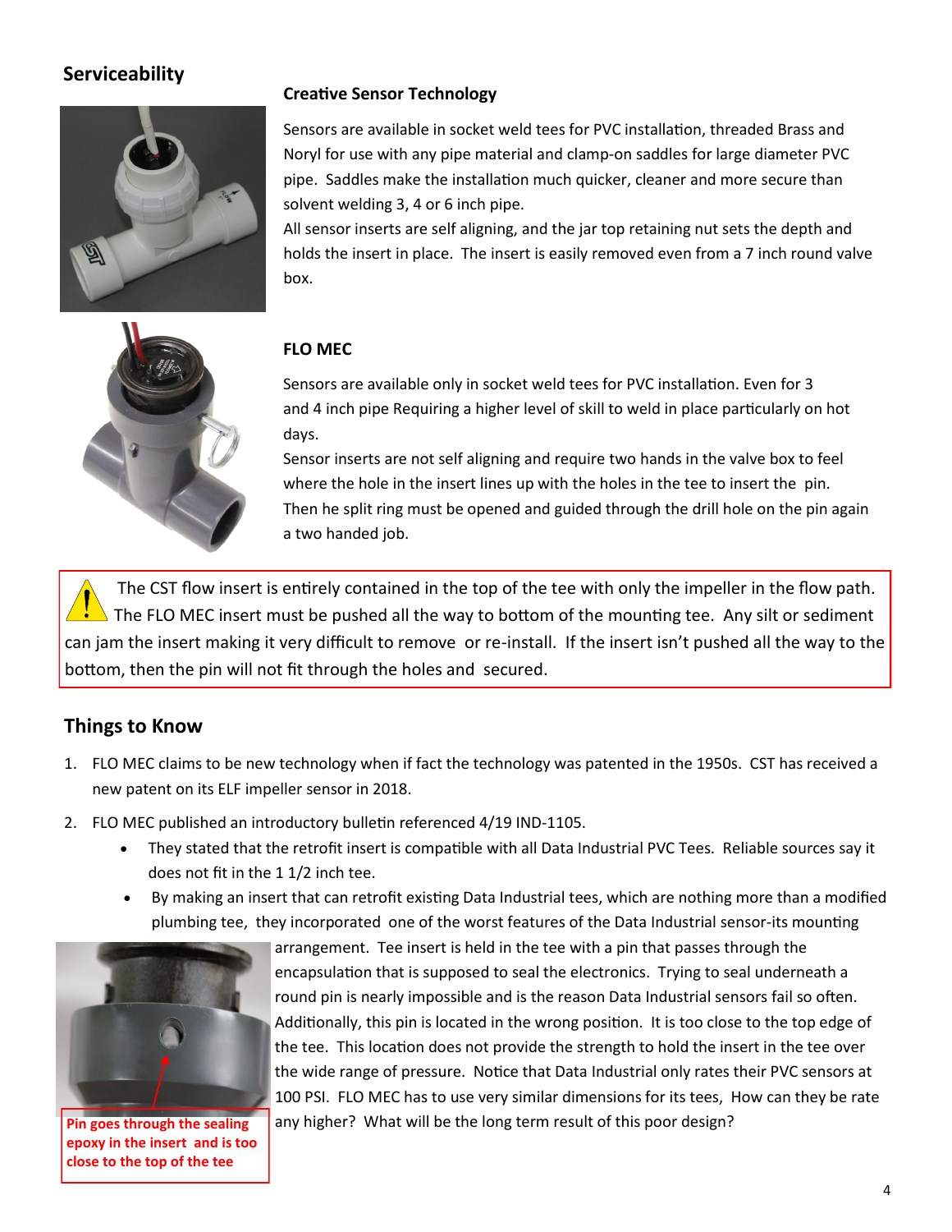## Serviceability

### Creative Sensor Technology

Sensors are available in socket weld tees for PVC installation, threaded Brass and Noryl for use with any pipe material and clamp-on saddles for large diameter PVC pipe. Saddles make the installation much quicker, cleaner and more secure than solvent welding 3, 4 or 6 inch pipe.

All sensor inserts are self aligning, and the jar top retaining nut sets the depth and holds the insert in place. The insert is easily removed even from a 7 inch round valve box.

### FLO MEC

Sensors are available only in socket weld tees for PVC installation. Even for 3 and 4 inch pipe Requiring a higher level of skill to weld in place particularly on hot days.

Sensor inserts are not self aligning and require two hands in the valve box to feel where the hole in the insert lines up with the holes in the tee to insert the pin. Then he split ring must be opened and guided through the drill hole on the pin again a two handed job.

> ⚠ The CST flow insert is entirely contained in the top of the tee with only the impeller in the flow path. The FLO MEC insert must be pushed all the way to bottom of the mounting tee. Any silt or sediment can jam the insert making it very difficult to remove or re-install. If the insert isn't pushed all the way to the bottom, then the pin will not fit through the holes and secured.

## Things to Know

1. FLO MEC claims to be new technology when if fact the technology was patented in the 1950s. CST has received a new patent on its ELF impeller sensor in 2018.
2. FLO MEC published an introductory bulletin referenced 4/19 IND-1105.
   - They stated that the retrofit insert is compatible with all Data Industrial PVC Tees. Reliable sources say it does not fit in the 1 1/2 inch tee.
   - By making an insert that can retrofit existing Data Industrial tees, which are nothing more than a modified plumbing tee, they incorporated one of the worst features of the Data Industrial sensor-its mounting arrangement. Tee insert is held in the tee with a pin that passes through the encapsulation that is supposed to seal the electronics. Trying to seal underneath a round pin is nearly impossible and is the reason Data Industrial sensors fail so often. Additionally, this pin is located in the wrong position. It is too close to the top edge of the tee. This location does not provide the strength to hold the insert in the tee over the wide range of pressure. Notice that Data Industrial only rates their PVC sensors at 100 PSI. FLO MEC has to use very similar dimensions for its tees, How can they be rate any higher? What will be the long term result of this poor design?

**Pin goes through the sealing epoxy in the insert and is too close to the top of the tee**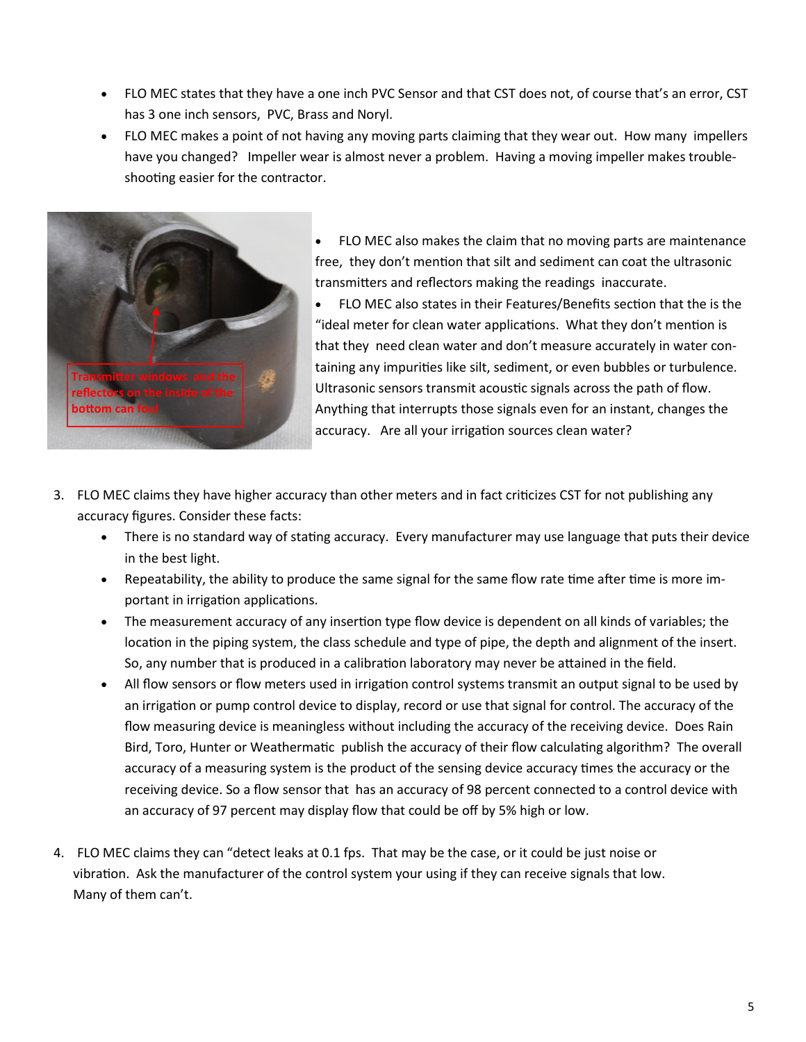- FLO MEC states that they have a one inch PVC Sensor and that CST does not, of course that's an error, CST has 3 one inch sensors, PVC, Brass and Noryl.
- FLO MEC makes a point of not having any moving parts claiming that they wear out. How many impellers have you changed? Impeller wear is almost never a problem. Having a moving impeller makes trouble-shooting easier for the contractor.
- FLO MEC also makes the claim that no moving parts are maintenance free, they don't mention that silt and sediment can coat the ultrasonic transmitters and reflectors making the readings inaccurate.
- FLO MEC also states in their Features/Benefits section that the is the "ideal meter for clean water applications. What they don't mention is that they need clean water and don't measure accurately in water containing any impurities like silt, sediment, or even bubbles or turbulence. Ultrasonic sensors transmit acoustic signals across the path of flow. Anything that interrupts those signals even for an instant, changes the accuracy. Are all your irrigation sources clean water?

3. FLO MEC claims they have higher accuracy than other meters and in fact criticizes CST for not publishing any accuracy figures. Consider these facts:
   - There is no standard way of stating accuracy. Every manufacturer may use language that puts their device in the best light.
   - Repeatability, the ability to produce the same signal for the same flow rate time after time is more important in irrigation applications.
   - The measurement accuracy of any insertion type flow device is dependent on all kinds of variables; the location in the piping system, the class schedule and type of pipe, the depth and alignment of the insert. So, any number that is produced in a calibration laboratory may never be attained in the field.
   - All flow sensors or flow meters used in irrigation control systems transmit an output signal to be used by an irrigation or pump control device to display, record or use that signal for control. The accuracy of the flow measuring device is meaningless without including the accuracy of the receiving device. Does Rain Bird, Toro, Hunter or Weathermatic publish the accuracy of their flow calculating algorithm? The overall accuracy of a measuring system is the product of the sensing device accuracy times the accuracy or the receiving device. So a flow sensor that has an accuracy of 98 percent connected to a control device with an accuracy of 97 percent may display flow that could be off by 5% high or low.

4. FLO MEC claims they can "detect leaks at 0.1 fps. That may be the case, or it could be just noise or vibration. Ask the manufacturer of the control system your using if they can receive signals that low. Many of them can't.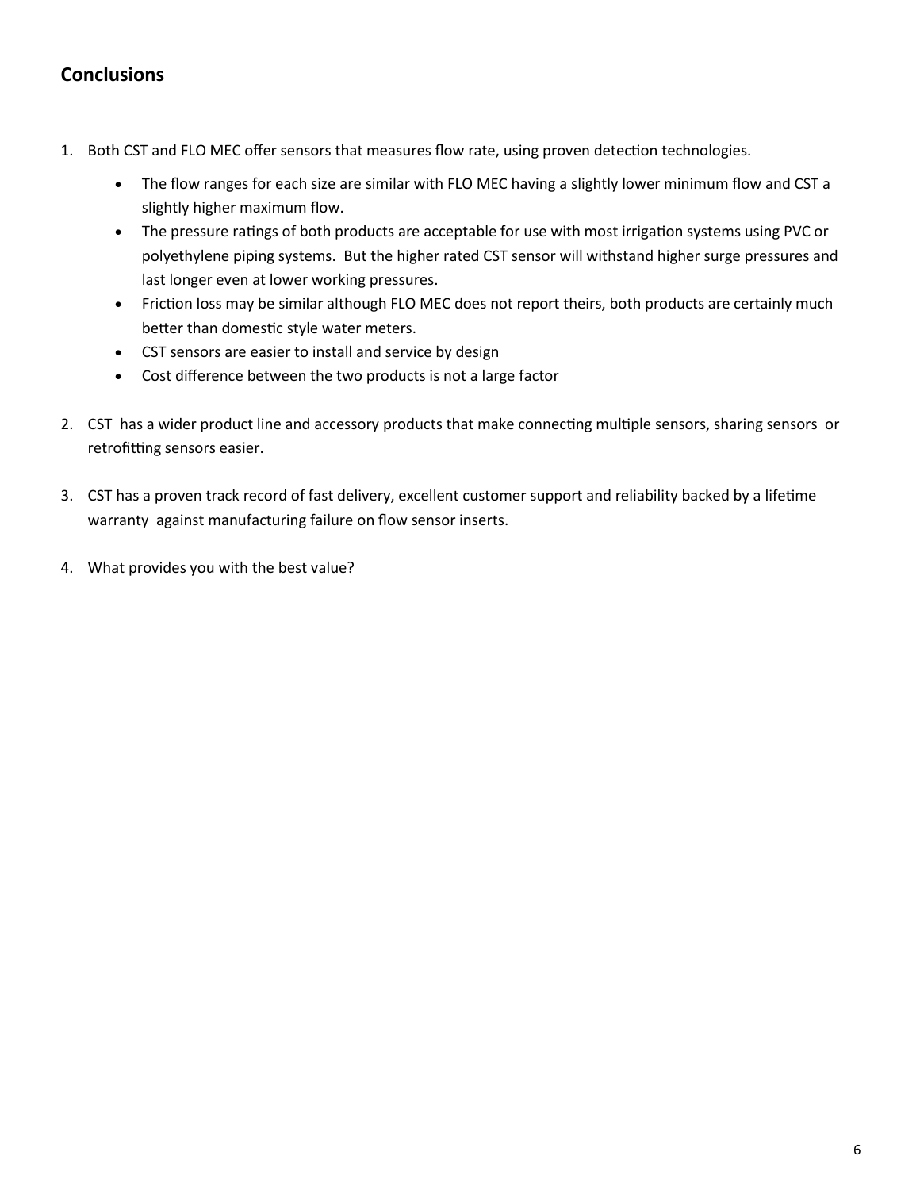## Conclusions

1. Both CST and FLO MEC offer sensors that measures flow rate, using proven detection technologies.
    - The flow ranges for each size are similar with FLO MEC having a slightly lower minimum flow and CST a slightly higher maximum flow.
    - The pressure ratings of both products are acceptable for use with most irrigation systems using PVC or polyethylene piping systems. But the higher rated CST sensor will withstand higher surge pressures and last longer even at lower working pressures.
    - Friction loss may be similar although FLO MEC does not report theirs, both products are certainly much better than domestic style water meters.
    - CST sensors are easier to install and service by design
    - Cost difference between the two products is not a large factor

2. CST has a wider product line and accessory products that make connecting multiple sensors, sharing sensors or retrofitting sensors easier.

3. CST has a proven track record of fast delivery, excellent customer support and reliability backed by a lifetime warranty against manufacturing failure on flow sensor inserts.

4. What provides you with the best value?